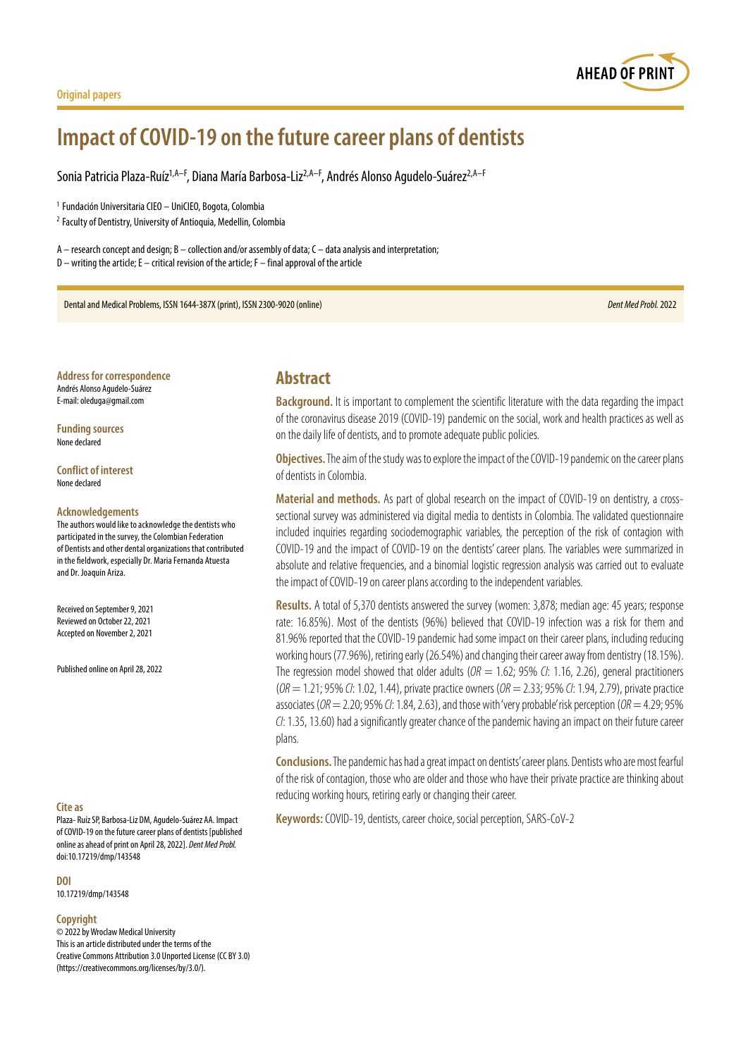Original papers

# Impact of COVID-19 on the future career plans of dentists

Sonia Patricia Plaza-Ruíz[1,A–F], Diana María Barbosa-Liz[2,A–F], Andrés Alonso Agudelo-Suárez[2,A–F]

[1] Fundación Universitaria CIEO – UniCIEO, Bogota, Colombia

[2] Faculty of Dentistry, University of Antioquia, Medellin, Colombia

A – research concept and design; B – collection and/or assembly of data; C – data analysis and interpretation;
D – writing the article; E – critical revision of the article; F – final approval of the article

Dental and Medical Problems, ISSN 1644-387X (print), ISSN 2300-9020 (online) *Dent Med Probl.* 2022

**Address for correspondence**
Andrés Alonso Agudelo-Suárez
E-mail: oleduga@gmail.com

**Funding sources**
None declared

**Conflict of interest**
None declared

**Acknowledgements**
The authors would like to acknowledge the dentists who participated in the survey, the Colombian Federation of Dentists and other dental organizations that contributed in the fieldwork, especially Dr. Maria Fernanda Atuesta and Dr. Joaquin Ariza.

Received on September 9, 2021
Reviewed on October 22, 2021
Accepted on November 2, 2021

Published online on April 28, 2022

## Abstract

**Background.** It is important to complement the scientific literature with the data regarding the impact of the coronavirus disease 2019 (COVID-19) pandemic on the social, work and health practices as well as on the daily life of dentists, and to promote adequate public policies.

**Objectives.** The aim of the study was to explore the impact of the COVID-19 pandemic on the career plans of dentists in Colombia.

**Material and methods.** As part of global research on the impact of COVID-19 on dentistry, a cross-sectional survey was administered via digital media to dentists in Colombia. The validated questionnaire included inquiries regarding sociodemographic variables, the perception of the risk of contagion with COVID-19 and the impact of COVID-19 on the dentists' career plans. The variables were summarized in absolute and relative frequencies, and a binomial logistic regression analysis was carried out to evaluate the impact of COVID-19 on career plans according to the independent variables.

**Results.** A total of 5,370 dentists answered the survey (women: 3,878; median age: 45 years; response rate: 16.85%). Most of the dentists (96%) believed that COVID-19 infection was a risk for them and 81.96% reported that the COVID-19 pandemic had some impact on their career plans, including reducing working hours (77.96%), retiring early (26.54%) and changing their career away from dentistry (18.15%). The regression model showed that older adults ($OR = 1.62$; 95% *CI*: 1.16, 2.26), general practitioners ($OR = 1.21$; 95% *CI*: 1.02, 1.44), private practice owners ($OR = 2.33$; 95% *CI*: 1.94, 2.79), private practice associates ($OR = 2.20$; 95% *CI*: 1.84, 2.63), and those with 'very probable' risk perception ($OR = 4.29$; 95% *CI*: 1.35, 13.60) had a significantly greater chance of the pandemic having an impact on their future career plans.

**Conclusions.** The pandemic has had a great impact on dentists' career plans. Dentists who are most fearful of the risk of contagion, those who are older and those who have their private practice are thinking about reducing working hours, retiring early or changing their career.

**Keywords:** COVID-19, dentists, career choice, social perception, SARS-CoV-2

**Cite as**
Plaza- Ruíz SP, Barbosa-Liz DM, Agudelo-Suárez AA. Impact of COVID-19 on the future career plans of dentists [published online as ahead of print on April 28, 2022]. *Dent Med Probl.* doi:10.17219/dmp/143548

**DOI**
10.17219/dmp/143548

**Copyright**
© 2022 by Wroclaw Medical University
This is an article distributed under the terms of the Creative Commons Attribution 3.0 Unported License (CC BY 3.0) (https://creativecommons.org/licenses/by/3.0/).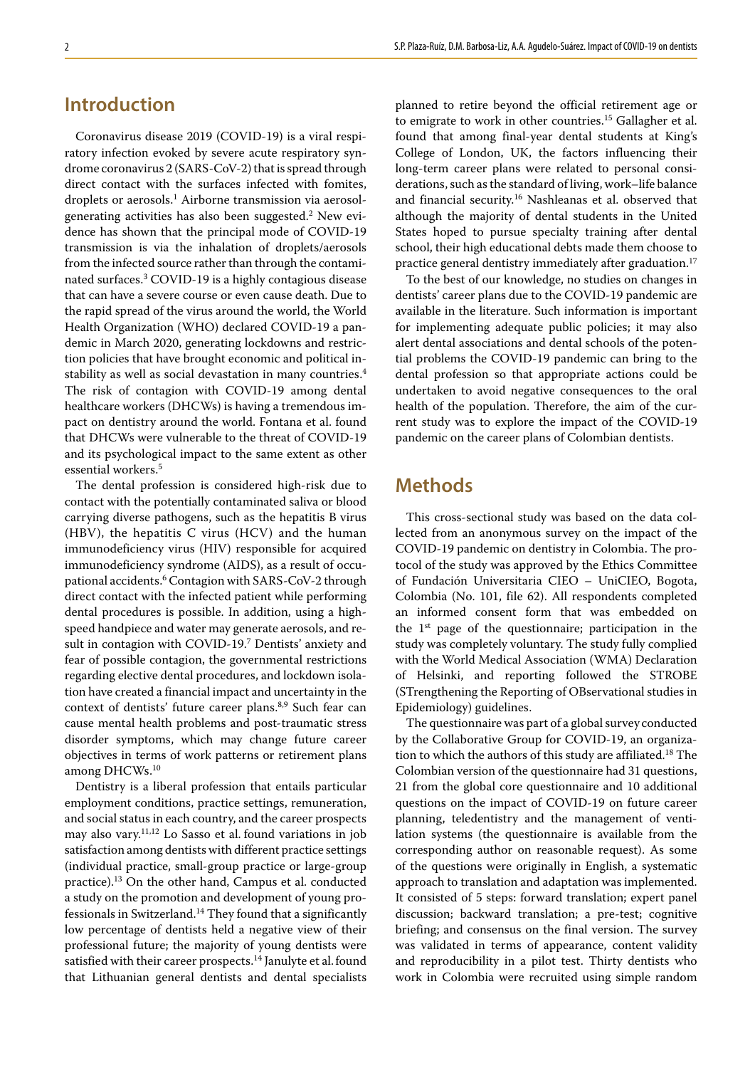## Introduction

Coronavirus disease 2019 (COVID-19) is a viral respiratory infection evoked by severe acute respiratory syndrome coronavirus 2 (SARS-CoV-2) that is spread through direct contact with the surfaces infected with fomites, droplets or aerosols.[1] Airborne transmission via aerosol-generating activities has also been suggested.[2] New evidence has shown that the principal mode of COVID-19 transmission is via the inhalation of droplets/aerosols from the infected source rather than through the contaminated surfaces.[3] COVID-19 is a highly contagious disease that can have a severe course or even cause death. Due to the rapid spread of the virus around the world, the World Health Organization (WHO) declared COVID-19 a pandemic in March 2020, generating lockdowns and restriction policies that have brought economic and political instability as well as social devastation in many countries.[4] The risk of contagion with COVID-19 among dental healthcare workers (DHCWs) is having a tremendous impact on dentistry around the world. Fontana et al. found that DHCWs were vulnerable to the threat of COVID-19 and its psychological impact to the same extent as other essential workers.[5]

The dental profession is considered high-risk due to contact with the potentially contaminated saliva or blood carrying diverse pathogens, such as the hepatitis B virus (HBV), the hepatitis C virus (HCV) and the human immunodeficiency virus (HIV) responsible for acquired immunodeficiency syndrome (AIDS), as a result of occupational accidents.[6] Contagion with SARS-CoV-2 through direct contact with the infected patient while performing dental procedures is possible. In addition, using a high-speed handpiece and water may generate aerosols, and result in contagion with COVID-19.[7] Dentists' anxiety and fear of possible contagion, the governmental restrictions regarding elective dental procedures, and lockdown isolation have created a financial impact and uncertainty in the context of dentists' future career plans.[8,9] Such fear can cause mental health problems and post-traumatic stress disorder symptoms, which may change future career objectives in terms of work patterns or retirement plans among DHCWs.[10]

Dentistry is a liberal profession that entails particular employment conditions, practice settings, remuneration, and social status in each country, and the career prospects may also vary.[11,12] Lo Sasso et al. found variations in job satisfaction among dentists with different practice settings (individual practice, small-group practice or large-group practice).[13] On the other hand, Campus et al. conducted a study on the promotion and development of young professionals in Switzerland.[14] They found that a significantly low percentage of dentists held a negative view of their professional future; the majority of young dentists were satisfied with their career prospects.[14] Janulyte et al. found that Lithuanian general dentists and dental specialists planned to retire beyond the official retirement age or to emigrate to work in other countries.[15] Gallagher et al. found that among final-year dental students at King's College of London, UK, the factors influencing their long-term career plans were related to personal considerations, such as the standard of living, work–life balance and financial security.[16] Nashleanas et al. observed that although the majority of dental students in the United States hoped to pursue specialty training after dental school, their high educational debts made them choose to practice general dentistry immediately after graduation.[17]

To the best of our knowledge, no studies on changes in dentists' career plans due to the COVID-19 pandemic are available in the literature. Such information is important for implementing adequate public policies; it may also alert dental associations and dental schools of the potential problems the COVID-19 pandemic can bring to the dental profession so that appropriate actions could be undertaken to avoid negative consequences to the oral health of the population. Therefore, the aim of the current study was to explore the impact of the COVID-19 pandemic on the career plans of Colombian dentists.

## Methods

This cross-sectional study was based on the data collected from an anonymous survey on the impact of the COVID-19 pandemic on dentistry in Colombia. The protocol of the study was approved by the Ethics Committee of Fundación Universitaria CIEO – UniCIEO, Bogota, Colombia (No. 101, file 62). All respondents completed an informed consent form that was embedded on the 1st page of the questionnaire; participation in the study was completely voluntary. The study fully complied with the World Medical Association (WMA) Declaration of Helsinki, and reporting followed the STROBE (STrengthening the Reporting of OBservational studies in Epidemiology) guidelines.

The questionnaire was part of a global survey conducted by the Collaborative Group for COVID-19, an organization to which the authors of this study are affiliated.[18] The Colombian version of the questionnaire had 31 questions, 21 from the global core questionnaire and 10 additional questions on the impact of COVID-19 on future career planning, teledentistry and the management of ventilation systems (the questionnaire is available from the corresponding author on reasonable request). As some of the questions were originally in English, a systematic approach to translation and adaptation was implemented. It consisted of 5 steps: forward translation; expert panel discussion; backward translation; a pre-test; cognitive briefing; and consensus on the final version. The survey was validated in terms of appearance, content validity and reproducibility in a pilot test. Thirty dentists who work in Colombia were recruited using simple random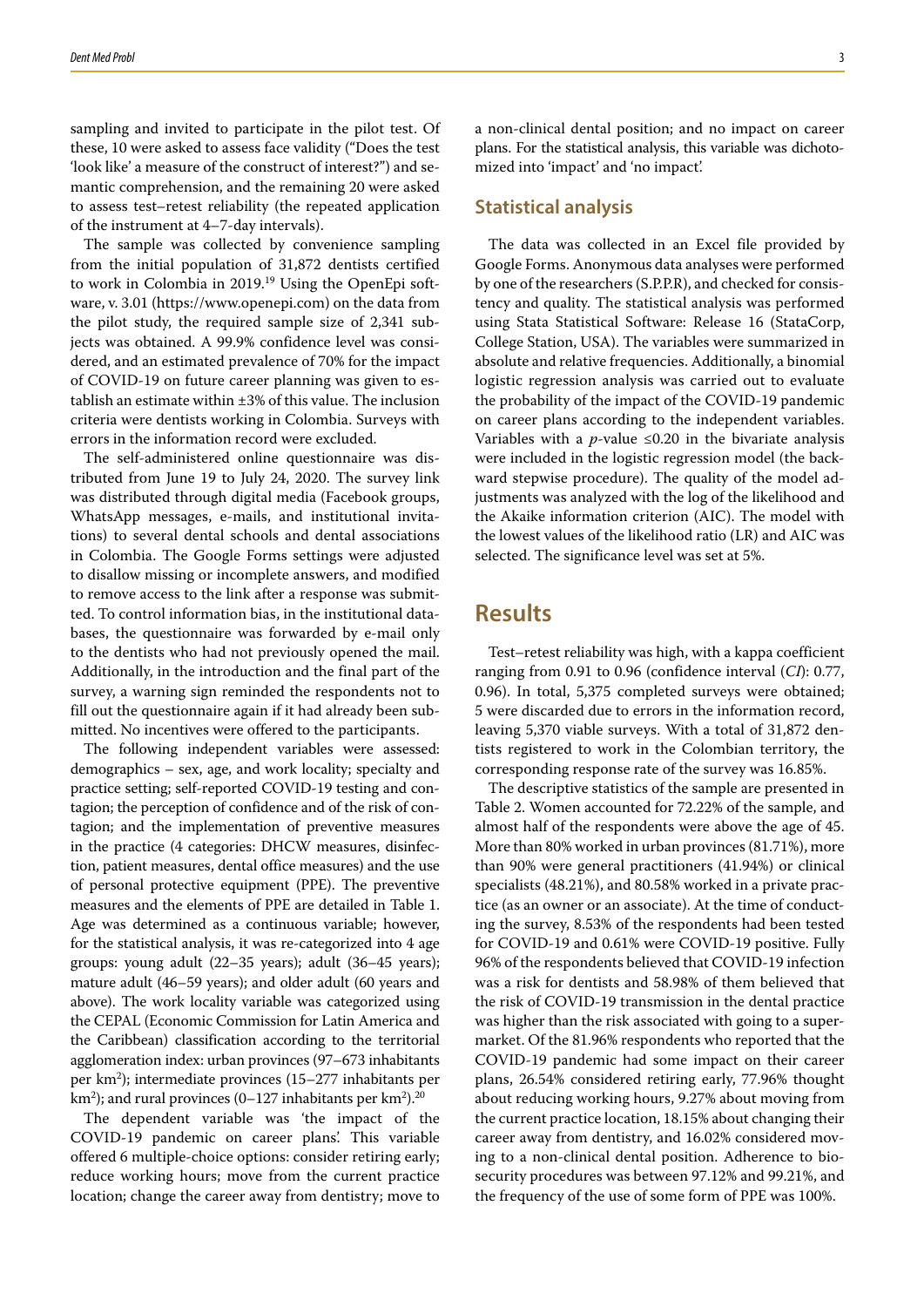sampling and invited to participate in the pilot test. Of these, 10 were asked to assess face validity ("Does the test 'look like' a measure of the construct of interest?") and semantic comprehension, and the remaining 20 were asked to assess test–retest reliability (the repeated application of the instrument at 4–7-day intervals).

The sample was collected by convenience sampling from the initial population of 31,872 dentists certified to work in Colombia in 2019.[19] Using the OpenEpi software, v. 3.01 (https://www.openepi.com) on the data from the pilot study, the required sample size of 2,341 subjects was obtained. A 99.9% confidence level was considered, and an estimated prevalence of 70% for the impact of COVID-19 on future career planning was given to establish an estimate within ±3% of this value. The inclusion criteria were dentists working in Colombia. Surveys with errors in the information record were excluded.

The self-administered online questionnaire was distributed from June 19 to July 24, 2020. The survey link was distributed through digital media (Facebook groups, WhatsApp messages, e-mails, and institutional invitations) to several dental schools and dental associations in Colombia. The Google Forms settings were adjusted to disallow missing or incomplete answers, and modified to remove access to the link after a response was submitted. To control information bias, in the institutional databases, the questionnaire was forwarded by e-mail only to the dentists who had not previously opened the mail. Additionally, in the introduction and the final part of the survey, a warning sign reminded the respondents not to fill out the questionnaire again if it had already been submitted. No incentives were offered to the participants.

The following independent variables were assessed: demographics – sex, age, and work locality; specialty and practice setting; self-reported COVID-19 testing and contagion; the perception of confidence and of the risk of contagion; and the implementation of preventive measures in the practice (4 categories: DHCW measures, disinfection, patient measures, dental office measures) and the use of personal protective equipment (PPE). The preventive measures and the elements of PPE are detailed in Table 1. Age was determined as a continuous variable; however, for the statistical analysis, it was re-categorized into 4 age groups: young adult (22–35 years); adult (36–45 years); mature adult (46–59 years); and older adult (60 years and above). The work locality variable was categorized using the CEPAL (Economic Commission for Latin America and the Caribbean) classification according to the territorial agglomeration index: urban provinces (97–673 inhabitants per km$^2$); intermediate provinces (15–277 inhabitants per km$^2$); and rural provinces (0–127 inhabitants per km$^2$).[20]

The dependent variable was 'the impact of the COVID-19 pandemic on career plans'. This variable offered 6 multiple-choice options: consider retiring early; reduce working hours; move from the current practice location; change the career away from dentistry; move to a non-clinical dental position; and no impact on career plans. For the statistical analysis, this variable was dichotomized into 'impact' and 'no impact'.

## Statistical analysis

The data was collected in an Excel file provided by Google Forms. Anonymous data analyses were performed by one of the researchers (S.P.P.R), and checked for consistency and quality. The statistical analysis was performed using Stata Statistical Software: Release 16 (StataCorp, College Station, USA). The variables were summarized in absolute and relative frequencies. Additionally, a binomial logistic regression analysis was carried out to evaluate the probability of the impact of the COVID-19 pandemic on career plans according to the independent variables. Variables with a *p*-value ≤0.20 in the bivariate analysis were included in the logistic regression model (the backward stepwise procedure). The quality of the model adjustments was analyzed with the log of the likelihood and the Akaike information criterion (AIC). The model with the lowest values of the likelihood ratio (LR) and AIC was selected. The significance level was set at 5%.

# Results

Test–retest reliability was high, with a kappa coefficient ranging from 0.91 to 0.96 (confidence interval (*CI*): 0.77, 0.96). In total, 5,375 completed surveys were obtained; 5 were discarded due to errors in the information record, leaving 5,370 viable surveys. With a total of 31,872 dentists registered to work in the Colombian territory, the corresponding response rate of the survey was 16.85%.

The descriptive statistics of the sample are presented in Table 2. Women accounted for 72.22% of the sample, and almost half of the respondents were above the age of 45. More than 80% worked in urban provinces (81.71%), more than 90% were general practitioners (41.94%) or clinical specialists (48.21%), and 80.58% worked in a private practice (as an owner or an associate). At the time of conducting the survey, 8.53% of the respondents had been tested for COVID-19 and 0.61% were COVID-19 positive. Fully 96% of the respondents believed that COVID-19 infection was a risk for dentists and 58.98% of them believed that the risk of COVID-19 transmission in the dental practice was higher than the risk associated with going to a supermarket. Of the 81.96% respondents who reported that the COVID-19 pandemic had some impact on their career plans, 26.54% considered retiring early, 77.96% thought about reducing working hours, 9.27% about moving from the current practice location, 18.15% about changing their career away from dentistry, and 16.02% considered moving to a non-clinical dental position. Adherence to biosecurity procedures was between 97.12% and 99.21%, and the frequency of the use of some form of PPE was 100%.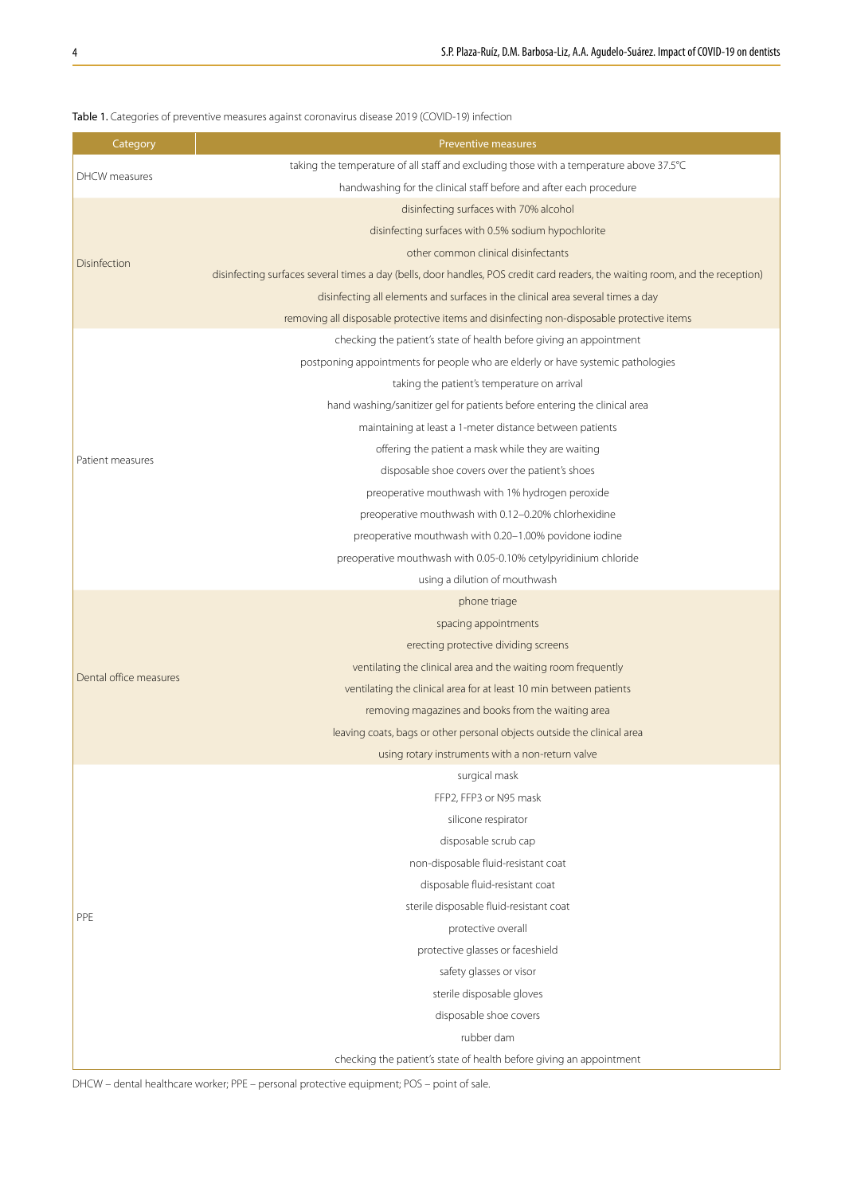**Table 1.** Categories of preventive measures against coronavirus disease 2019 (COVID-19) infection

| Category | Preventive measures |
|---|---|
| DHCW measures | taking the temperature of all staff and excluding those with a temperature above 37.5°C |
| | handwashing for the clinical staff before and after each procedure |
| Disinfection | disinfecting surfaces with 70% alcohol |
| | disinfecting surfaces with 0.5% sodium hypochlorite |
| | other common clinical disinfectants |
| | disinfecting surfaces several times a day (bells, door handles, POS credit card readers, the waiting room, and the reception) |
| | disinfecting all elements and surfaces in the clinical area several times a day |
| | removing all disposable protective items and disinfecting non-disposable protective items |
| Patient measures | checking the patient's state of health before giving an appointment |
| | postponing appointments for people who are elderly or have systemic pathologies |
| | taking the patient's temperature on arrival |
| | hand washing/sanitizer gel for patients before entering the clinical area |
| | maintaining at least a 1-meter distance between patients |
| | offering the patient a mask while they are waiting |
| | disposable shoe covers over the patient's shoes |
| | preoperative mouthwash with 1% hydrogen peroxide |
| | preoperative mouthwash with 0.12–0.20% chlorhexidine |
| | preoperative mouthwash with 0.20–1.00% povidone iodine |
| | preoperative mouthwash with 0.05-0.10% cetylpyridinium chloride |
| | using a dilution of mouthwash |
| Dental office measures | phone triage |
| | spacing appointments |
| | erecting protective dividing screens |
| | ventilating the clinical area and the waiting room frequently |
| | ventilating the clinical area for at least 10 min between patients |
| | removing magazines and books from the waiting area |
| | leaving coats, bags or other personal objects outside the clinical area |
| | using rotary instruments with a non-return valve |
| PPE | surgical mask |
| | FFP2, FFP3 or N95 mask |
| | silicone respirator |
| | disposable scrub cap |
| | non-disposable fluid-resistant coat |
| | disposable fluid-resistant coat |
| | sterile disposable fluid-resistant coat |
| | protective overall |
| | protective glasses or faceshield |
| | safety glasses or visor |
| | sterile disposable gloves |
| | disposable shoe covers |
| | rubber dam |
| | checking the patient's state of health before giving an appointment |

DHCW – dental healthcare worker; PPE – personal protective equipment; POS – point of sale.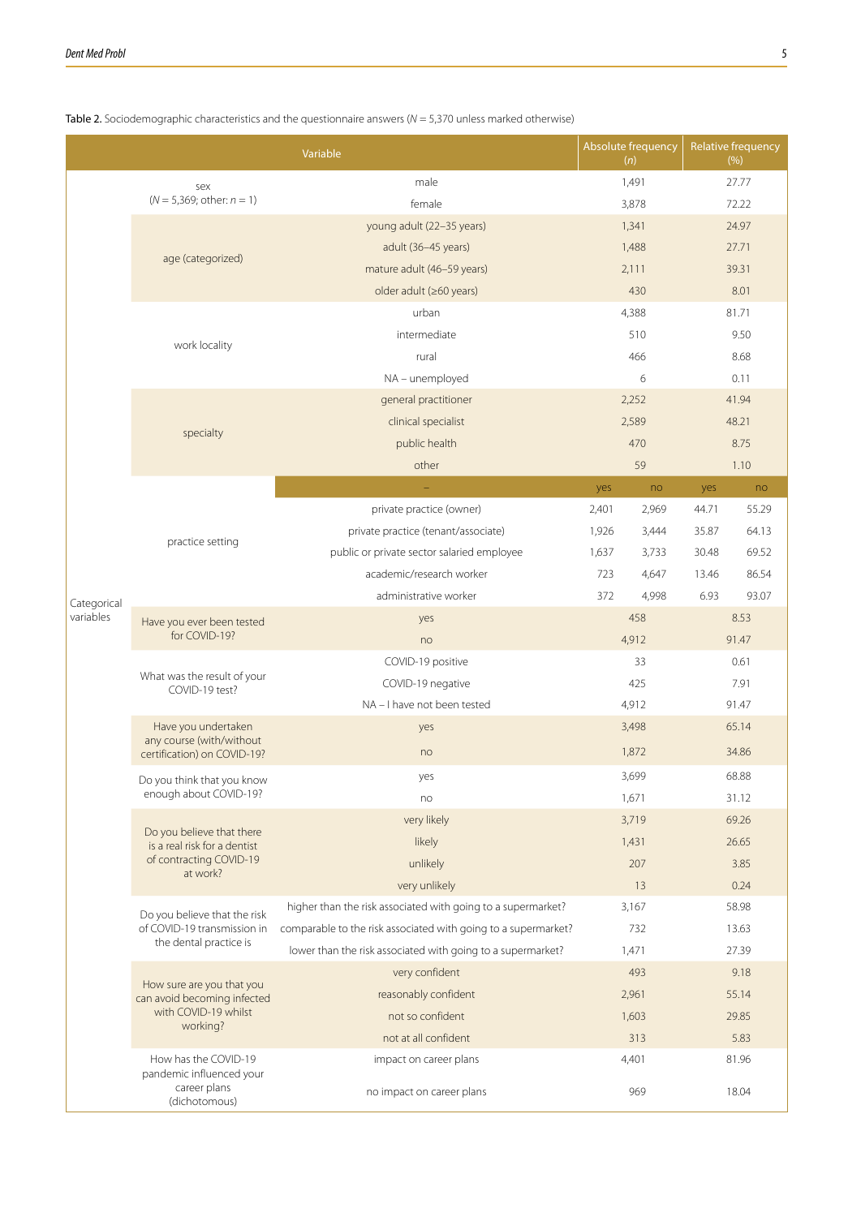Table 2. Sociodemographic characteristics and the questionnaire answers (*N* = 5,370 unless marked otherwise)

| Variable | | | Absolute frequency (*n*) | | Relative frequency (%) | |
|---|---|---|---|---|---|---|
| Categorical variables | sex (*N* = 5,369; other: *n* = 1) | male | 1,491 | | 27.77 | |
| | | female | 3,878 | | 72.22 | |
| | age (categorized) | young adult (22–35 years) | 1,341 | | 24.97 | |
| | | adult (36–45 years) | 1,488 | | 27.71 | |
| | | mature adult (46–59 years) | 2,111 | | 39.31 | |
| | | older adult (≥60 years) | 430 | | 8.01 | |
| | work locality | urban | 4,388 | | 81.71 | |
| | | intermediate | 510 | | 9.50 | |
| | | rural | 466 | | 8.68 | |
| | | NA – unemployed | 6 | | 0.11 | |
| | specialty | general practitioner | 2,252 | | 41.94 | |
| | | clinical specialist | 2,589 | | 48.21 | |
| | | public health | 470 | | 8.75 | |
| | | other | 59 | | 1.10 | |
| | | – | yes | no | yes | no |
| | practice setting | private practice (owner) | 2,401 | 2,969 | 44.71 | 55.29 |
| | | private practice (tenant/associate) | 1,926 | 3,444 | 35.87 | 64.13 |
| | | public or private sector salaried employee | 1,637 | 3,733 | 30.48 | 69.52 |
| | | academic/research worker | 723 | 4,647 | 13.46 | 86.54 |
| | | administrative worker | 372 | 4,998 | 6.93 | 93.07 |
| | Have you ever been tested for COVID-19? | yes | 458 | | 8.53 | |
| | | no | 4,912 | | 91.47 | |
| | What was the result of your COVID-19 test? | COVID-19 positive | 33 | | 0.61 | |
| | | COVID-19 negative | 425 | | 7.91 | |
| | | NA – I have not been tested | 4,912 | | 91.47 | |
| | Have you undertaken any course (with/without certification) on COVID-19? | yes | 3,498 | | 65.14 | |
| | | no | 1,872 | | 34.86 | |
| | Do you think that you know enough about COVID-19? | yes | 3,699 | | 68.88 | |
| | | no | 1,671 | | 31.12 | |
| | Do you believe that there is a real risk for a dentist of contracting COVID-19 at work? | very likely | 3,719 | | 69.26 | |
| | | likely | 1,431 | | 26.65 | |
| | | unlikely | 207 | | 3.85 | |
| | | very unlikely | 13 | | 0.24 | |
| | Do you believe that the risk of COVID-19 transmission in the dental practice is | higher than the risk associated with going to a supermarket? | 3,167 | | 58.98 | |
| | | comparable to the risk associated with going to a supermarket? | 732 | | 13.63 | |
| | | lower than the risk associated with going to a supermarket? | 1,471 | | 27.39 | |
| | How sure are you that you can avoid becoming infected with COVID-19 whilst working? | very confident | 493 | | 9.18 | |
| | | reasonably confident | 2,961 | | 55.14 | |
| | | not so confident | 1,603 | | 29.85 | |
| | | not at all confident | 313 | | 5.83 | |
| | How has the COVID-19 pandemic influenced your career plans (dichotomous) | impact on career plans | 4,401 | | 81.96 | |
| | | no impact on career plans | 969 | | 18.04 | |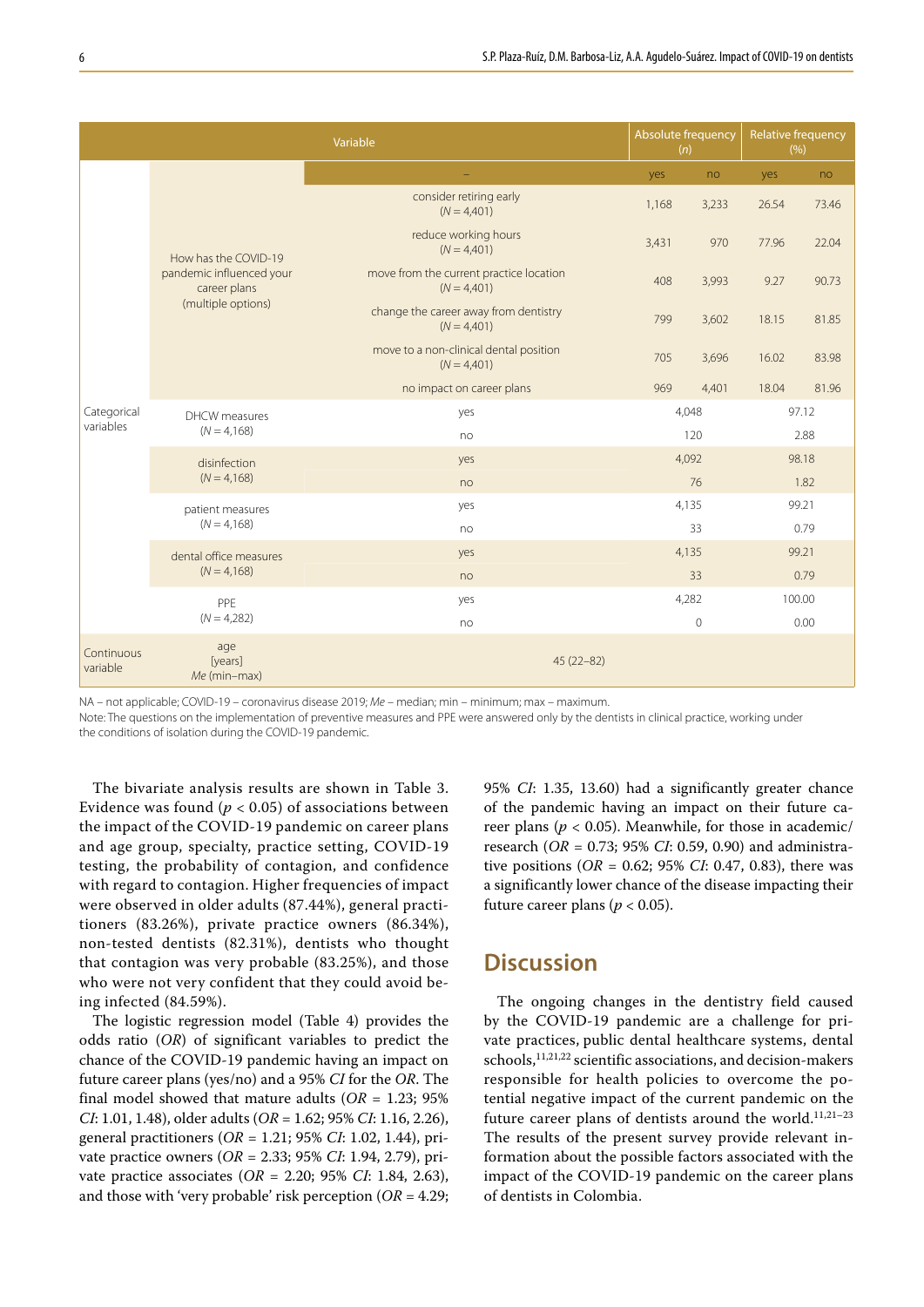| Variable | | | Absolute frequency (*n*) | | Relative frequency (%) | |
|---|---|---|---|---|---|---|
| | | – | yes | no | yes | no |
| Categorical variables | How has the COVID-19 pandemic influenced your career plans (multiple options) | consider retiring early ($N = 4{,}401$) | 1,168 | 3,233 | 26.54 | 73.46 |
| | | reduce working hours ($N = 4{,}401$) | 3,431 | 970 | 77.96 | 22.04 |
| | | move from the current practice location ($N = 4{,}401$) | 408 | 3,993 | 9.27 | 90.73 |
| | | change the career away from dentistry ($N = 4{,}401$) | 799 | 3,602 | 18.15 | 81.85 |
| | | move to a non-clinical dental position ($N = 4{,}401$) | 705 | 3,696 | 16.02 | 83.98 |
| | | no impact on career plans | 969 | 4,401 | 18.04 | 81.96 |
| | DHCW measures ($N = 4{,}168$) | yes | 4,048 | | 97.12 | |
| | | no | 120 | | 2.88 | |
| | disinfection ($N = 4{,}168$) | yes | 4,092 | | 98.18 | |
| | | no | 76 | | 1.82 | |
| | patient measures ($N = 4{,}168$) | yes | 4,135 | | 99.21 | |
| | | no | 33 | | 0.79 | |
| | dental office measures ($N = 4{,}168$) | yes | 4,135 | | 99.21 | |
| | | no | 33 | | 0.79 | |
| | PPE ($N = 4{,}282$) | yes | 4,282 | | 100.00 | |
| | | no | 0 | | 0.00 | |
| Continuous variable | age [years] *Me* (min–max) | 45 (22–82) | | | | |

NA – not applicable; COVID-19 – coronavirus disease 2019; *Me* – median; min – minimum; max – maximum.
Note: The questions on the implementation of preventive measures and PPE were answered only by the dentists in clinical practice, working under the conditions of isolation during the COVID-19 pandemic.

The bivariate analysis results are shown in Table 3. Evidence was found ($p < 0.05$) of associations between the impact of the COVID-19 pandemic on career plans and age group, specialty, practice setting, COVID-19 testing, the probability of contagion, and confidence with regard to contagion. Higher frequencies of impact were observed in older adults (87.44%), general practitioners (83.26%), private practice owners (86.34%), non-tested dentists (82.31%), dentists who thought that contagion was very probable (83.25%), and those who were not very confident that they could avoid being infected (84.59%).

The logistic regression model (Table 4) provides the odds ratio (*OR*) of significant variables to predict the chance of the COVID-19 pandemic having an impact on future career plans (yes/no) and a 95% *CI* for the *OR*. The final model showed that mature adults (*OR* = 1.23; 95% *CI*: 1.01, 1.48), older adults (*OR* = 1.62; 95% *CI*: 1.16, 2.26), general practitioners (*OR* = 1.21; 95% *CI*: 1.02, 1.44), private practice owners (*OR* = 2.33; 95% *CI*: 1.94, 2.79), private practice associates (*OR* = 2.20; 95% *CI*: 1.84, 2.63), and those with 'very probable' risk perception (*OR* = 4.29; 95% *CI*: 1.35, 13.60) had a significantly greater chance of the pandemic having an impact on their future career plans ($p < 0.05$). Meanwhile, for those in academic/research (*OR* = 0.73; 95% *CI*: 0.59, 0.90) and administrative positions (*OR* = 0.62; 95% *CI*: 0.47, 0.83), there was a significantly lower chance of the disease impacting their future career plans ($p < 0.05$).

## Discussion

The ongoing changes in the dentistry field caused by the COVID-19 pandemic are a challenge for private practices, public dental healthcare systems, dental schools,[11,21,22] scientific associations, and decision-makers responsible for health policies to overcome the potential negative impact of the current pandemic on the future career plans of dentists around the world.[11,21–23] The results of the present survey provide relevant information about the possible factors associated with the impact of the COVID-19 pandemic on the career plans of dentists in Colombia.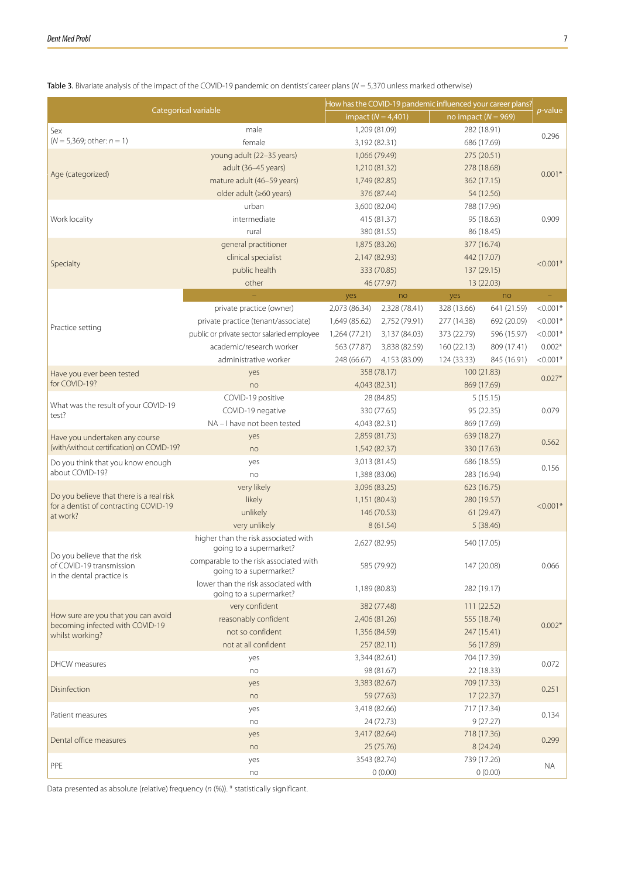**Table 3.** Bivariate analysis of the impact of the COVID-19 pandemic on dentists' career plans (*N* = 5,370 unless marked otherwise)

| Categorical variable | | How has the COVID-19 pandemic influenced your career plans? | | | | *p*-value |
|---|---|---|---|---|---|---|
| | | impact (*N* = 4,401) | | no impact (*N* = 969) | | |
| Sex (*N* = 5,369; other: *n* = 1) | male | 1,209 (81.09) | | 282 (18.91) | | 0.296 |
| | female | 3,192 (82.31) | | 686 (17.69) | | |
| Age (categorized) | young adult (22–35 years) | 1,066 (79.49) | | 275 (20.51) | | 0.001* |
| | adult (36–45 years) | 1,210 (81.32) | | 278 (18.68) | | |
| | mature adult (46–59 years) | 1,749 (82.85) | | 362 (17.15) | | |
| | older adult (≥60 years) | 376 (87.44) | | 54 (12.56) | | |
| Work locality | urban | 3,600 (82.04) | | 788 (17.96) | | 0.909 |
| | intermediate | 415 (81.37) | | 95 (18.63) | | |
| | rural | 380 (81.55) | | 86 (18.45) | | |
| Specialty | general practitioner | 1,875 (83.26) | | 377 (16.74) | | <0.001* |
| | clinical specialist | 2,147 (82.93) | | 442 (17.07) | | |
| | public health | 333 (70.85) | | 137 (29.15) | | |
| | other | 46 (77.97) | | 13 (22.03) | | |
| | – | yes | no | yes | no | – |
| Practice setting | private practice (owner) | 2,073 (86.34) | 2,328 (78.41) | 328 (13.66) | 641 (21.59) | <0.001* |
| | private practice (tenant/associate) | 1,649 (85.62) | 2,752 (79.91) | 277 (14.38) | 692 (20.09) | <0.001* |
| | public or private sector salaried employee | 1,264 (77.21) | 3,137 (84.03) | 373 (22.79) | 596 (15.97) | <0.001* |
| | academic/research worker | 563 (77.87) | 3,838 (82.59) | 160 (22.13) | 809 (17.41) | 0.002* |
| | administrative worker | 248 (66.67) | 4,153 (83.09) | 124 (33.33) | 845 (16.91) | <0.001* |
| Have you ever been tested for COVID-19? | yes | 358 (78.17) | | 100 (21.83) | | 0.027* |
| | no | 4,043 (82.31) | | 869 (17.69) | | |
| What was the result of your COVID-19 test? | COVID-19 positive | 28 (84.85) | | 5 (15.15) | | 0.079 |
| | COVID-19 negative | 330 (77.65) | | 95 (22.35) | | |
| | NA – I have not been tested | 4,043 (82.31) | | 869 (17.69) | | |
| Have you undertaken any course (with/without certification) on COVID-19? | yes | 2,859 (81.73) | | 639 (18.27) | | 0.562 |
| | no | 1,542 (82.37) | | 330 (17.63) | | |
| Do you think that you know enough about COVID-19? | yes | 3,013 (81.45) | | 686 (18.55) | | 0.156 |
| | no | 1,388 (83.06) | | 283 (16.94) | | |
| Do you believe that there is a real risk for a dentist of contracting COVID-19 at work? | very likely | 3,096 (83.25) | | 623 (16.75) | | <0.001* |
| | likely | 1,151 (80.43) | | 280 (19.57) | | |
| | unlikely | 146 (70.53) | | 61 (29.47) | | |
| | very unlikely | 8 (61.54) | | 5 (38.46) | | |
| Do you believe that the risk of COVID-19 transmission in the dental practice is | higher than the risk associated with going to a supermarket? | 2,627 (82.95) | | 540 (17.05) | | 0.066 |
| | comparable to the risk associated with going to a supermarket? | 585 (79.92) | | 147 (20.08) | | |
| | lower than the risk associated with going to a supermarket? | 1,189 (80.83) | | 282 (19.17) | | |
| How sure are you that you can avoid becoming infected with COVID-19 whilst working? | very confident | 382 (77.48) | | 111 (22.52) | | 0.002* |
| | reasonably confident | 2,406 (81.26) | | 555 (18.74) | | |
| | not so confident | 1,356 (84.59) | | 247 (15.41) | | |
| | not at all confident | 257 (82.11) | | 56 (17.89) | | |
| DHCW measures | yes | 3,344 (82.61) | | 704 (17.39) | | 0.072 |
| | no | 98 (81.67) | | 22 (18.33) | | |
| Disinfection | yes | 3,383 (82.67) | | 709 (17.33) | | 0.251 |
| | no | 59 (77.63) | | 17 (22.37) | | |
| Patient measures | yes | 3,418 (82.66) | | 717 (17.34) | | 0.134 |
| | no | 24 (72.73) | | 9 (27.27) | | |
| Dental office measures | yes | 3,417 (82.64) | | 718 (17.36) | | 0.299 |
| | no | 25 (75.76) | | 8 (24.24) | | |
| PPE | yes | 3543 (82.74) | | 739 (17.26) | | NA |
| | no | 0 (0.00) | | 0 (0.00) | | |

Data presented as absolute (relative) frequency (*n* (%)). * statistically significant.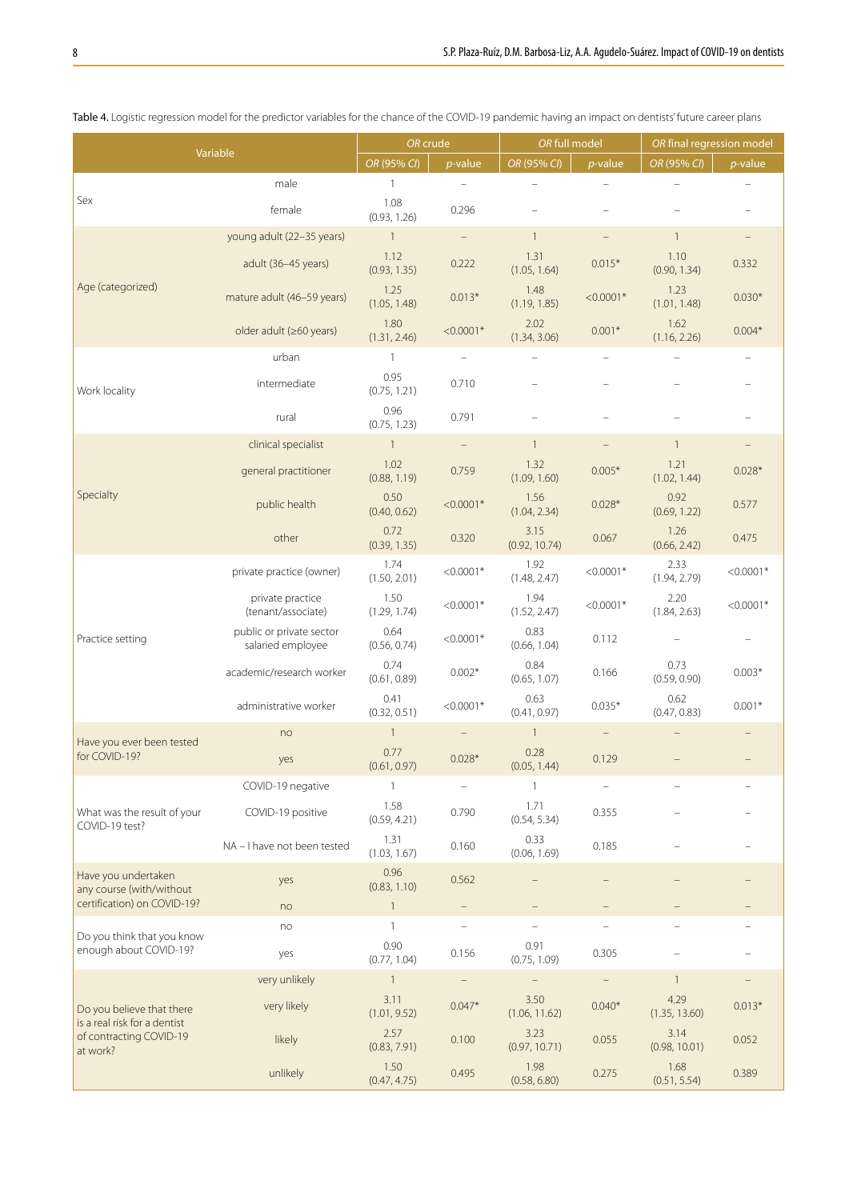**Table 4.** Logistic regression model for the predictor variables for the chance of the COVID-19 pandemic having an impact on dentists' future career plans

| Variable | | *OR* crude | | *OR* full model | | *OR* final regression model | |
|---|---|---|---|---|---|---|---|
| | | *OR* (95% *CI*) | *p*-value | *OR* (95% *CI*) | *p*-value | *OR* (95% *CI*) | *p*-value |
| Sex | male | 1 | – | – | – | – | – |
| | female | 1.08 (0.93, 1.26) | 0.296 | – | – | – | – |
| Age (categorized) | young adult (22–35 years) | 1 | – | 1 | – | 1 | – |
| | adult (36–45 years) | 1.12 (0.93, 1.35) | 0.222 | 1.31 (1.05, 1.64) | 0.015* | 1.10 (0.90, 1.34) | 0.332 |
| | mature adult (46–59 years) | 1.25 (1.05, 1.48) | 0.013* | 1.48 (1.19, 1.85) | <0.0001* | 1.23 (1.01, 1.48) | 0.030* |
| | older adult (≥60 years) | 1.80 (1.31, 2.46) | <0.0001* | 2.02 (1.34, 3.06) | 0.001* | 1.62 (1.16, 2.26) | 0.004* |
| Work locality | urban | 1 | – | – | – | – | – |
| | intermediate | 0.95 (0.75, 1.21) | 0.710 | – | – | – | – |
| | rural | 0.96 (0.75, 1.23) | 0.791 | – | – | – | – |
| Specialty | clinical specialist | 1 | – | 1 | – | 1 | – |
| | general practitioner | 1.02 (0.88, 1.19) | 0.759 | 1.32 (1.09, 1.60) | 0.005* | 1.21 (1.02, 1.44) | 0.028* |
| | public health | 0.50 (0.40, 0.62) | <0.0001* | 1.56 (1.04, 2.34) | 0.028* | 0.92 (0.69, 1.22) | 0.577 |
| | other | 0.72 (0.39, 1.35) | 0.320 | 3.15 (0.92, 10.74) | 0.067 | 1.26 (0.66, 2.42) | 0.475 |
| Practice setting | private practice (owner) | 1.74 (1.50, 2.01) | <0.0001* | 1.92 (1.48, 2.47) | <0.0001* | 2.33 (1.94, 2.79) | <0.0001* |
| | private practice (tenant/associate) | 1.50 (1.29, 1.74) | <0.0001* | 1.94 (1.52, 2.47) | <0.0001* | 2.20 (1.84, 2.63) | <0.0001* |
| | public or private sector salaried employee | 0.64 (0.56, 0.74) | <0.0001* | 0.83 (0.66, 1.04) | 0.112 | – | – |
| | academic/research worker | 0.74 (0.61, 0.89) | 0.002* | 0.84 (0.65, 1.07) | 0.166 | 0.73 (0.59, 0.90) | 0.003* |
| | administrative worker | 0.41 (0.32, 0.51) | <0.0001* | 0.63 (0.41, 0.97) | 0.035* | 0.62 (0.47, 0.83) | 0.001* |
| Have you ever been tested for COVID-19? | no | 1 | – | 1 | – | – | – |
| | yes | 0.77 (0.61, 0.97) | 0.028* | 0.28 (0.05, 1.44) | 0.129 | – | – |
| What was the result of your COVID-19 test? | COVID-19 negative | 1 | – | 1 | – | – | – |
| | COVID-19 positive | 1.58 (0.59, 4.21) | 0.790 | 1.71 (0.54, 5.34) | 0.355 | – | – |
| | NA – I have not been tested | 1.31 (1.03, 1.67) | 0.160 | 0.33 (0.06, 1.69) | 0.185 | – | – |
| Have you undertaken any course (with/without certification) on COVID-19? | yes | 0.96 (0.83, 1.10) | 0.562 | – | – | – | – |
| | no | 1 | – | – | – | – | – |
| Do you think that you know enough about COVID-19? | no | 1 | – | – | – | – | – |
| | yes | 0.90 (0.77, 1.04) | 0.156 | 0.91 (0.75, 1.09) | 0.305 | – | – |
| Do you believe that there is a real risk for a dentist of contracting COVID-19 at work? | very unlikely | 1 | – | – | – | 1 | – |
| | very likely | 3.11 (1.01, 9.52) | 0.047* | 3.50 (1.06, 11.62) | 0.040* | 4.29 (1.35, 13.60) | 0.013* |
| | likely | 2.57 (0.83, 7.91) | 0.100 | 3.23 (0.97, 10.71) | 0.055 | 3.14 (0.98, 10.01) | 0.052 |
| | unlikely | 1.50 (0.47, 4.75) | 0.495 | 1.98 (0.58, 6.80) | 0.275 | 1.68 (0.51, 5.54) | 0.389 |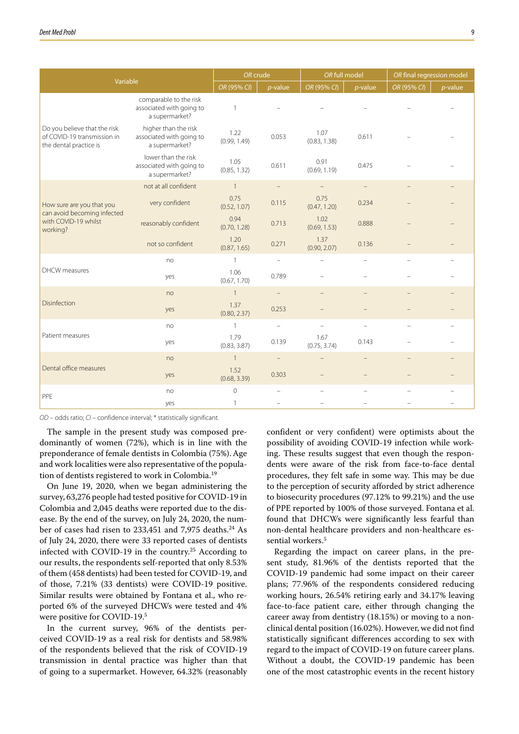| Variable | | *OR* crude | | *OR* full model | | *OR* final regression model | |
|---|---|---|---|---|---|---|---|
| | | *OR* (95% *CI*) | *p*-value | *OR* (95% *CI*) | *p*-value | *OR* (95% *CI*) | *p*-value |
| Do you believe that the risk of COVID-19 transmission in the dental practice is | comparable to the risk associated with going to a supermarket? | 1 | – | – | – | – | – |
| | higher than the risk associated with going to a supermarket? | 1.22 (0.99, 1.49) | 0.053 | 1.07 (0.83, 1.38) | 0.611 | – | – |
| | lower than the risk associated with going to a supermarket? | 1.05 (0.85, 1.32) | 0.611 | 0.91 (0.69, 1.19) | 0.475 | – | – |
| How sure are you that you can avoid becoming infected with COVID-19 whilst working? | not at all confident | 1 | – | – | – | – | – |
| | very confident | 0.75 (0.52, 1.07) | 0.115 | 0.75 (0.47, 1.20) | 0.234 | – | – |
| | reasonably confident | 0.94 (0.70, 1.28) | 0.713 | 1.02 (0.69, 1.53) | 0.888 | – | – |
| | not so confident | 1.20 (0.87, 1.65) | 0.271 | 1.37 (0.90, 2.07) | 0.136 | – | – |
| DHCW measures | no | 1 | – | – | – | – | – |
| | yes | 1.06 (0.67, 1.70) | 0.789 | – | – | – | – |
| Disinfection | no | 1 | – | – | – | – | – |
| | yes | 1.37 (0.80, 2.37) | 0.253 | – | – | – | – |
| Patient measures | no | 1 | – | – | – | – | – |
| | yes | 1.79 (0.83, 3.87) | 0.139 | 1.67 (0.75, 3.74) | 0.143 | – | – |
| Dental office measures | no | 1 | – | – | – | – | – |
| | yes | 1.52 (0.68, 3.39) | 0.303 | – | – | – | – |
| PPE | no | 0 | – | – | – | – | – |
| | yes | 1 | – | – | – | – | – |

*OD* – odds ratio; *CI* – confidence interval; * statistically significant.

The sample in the present study was composed predominantly of women (72%), which is in line with the preponderance of female dentists in Colombia (75%). Age and work localities were also representative of the population of dentists registered to work in Colombia.[19]

On June 19, 2020, when we began administering the survey, 63,276 people had tested positive for COVID-19 in Colombia and 2,045 deaths were reported due to the disease. By the end of the survey, on July 24, 2020, the number of cases had risen to 233,451 and 7,975 deaths.[24] As of July 24, 2020, there were 33 reported cases of dentists infected with COVID-19 in the country.[25] According to our results, the respondents self-reported that only 8.53% of them (458 dentists) had been tested for COVID-19, and of those, 7.21% (33 dentists) were COVID-19 positive. Similar results were obtained by Fontana et al., who reported 6% of the surveyed DHCWs were tested and 4% were positive for COVID-19.[5]

In the current survey, 96% of the dentists perceived COVID-19 as a real risk for dentists and 58.98% of the respondents believed that the risk of COVID-19 transmission in dental practice was higher than that of going to a supermarket. However, 64.32% (reasonably confident or very confident) were optimists about the possibility of avoiding COVID-19 infection while working. These results suggest that even though the respondents were aware of the risk from face-to-face dental procedures, they felt safe in some way. This may be due to the perception of security afforded by strict adherence to biosecurity procedures (97.12% to 99.21%) and the use of PPE reported by 100% of those surveyed. Fontana et al. found that DHCWs were significantly less fearful than non-dental healthcare providers and non-healthcare essential workers.[5]

Regarding the impact on career plans, in the present study, 81.96% of the dentists reported that the COVID-19 pandemic had some impact on their career plans; 77.96% of the respondents considered reducing working hours, 26.54% retiring early and 34.17% leaving face-to-face patient care, either through changing the career away from dentistry (18.15%) or moving to a non-clinical dental position (16.02%). However, we did not find statistically significant differences according to sex with regard to the impact of COVID-19 on future career plans. Without a doubt, the COVID-19 pandemic has been one of the most catastrophic events in the recent history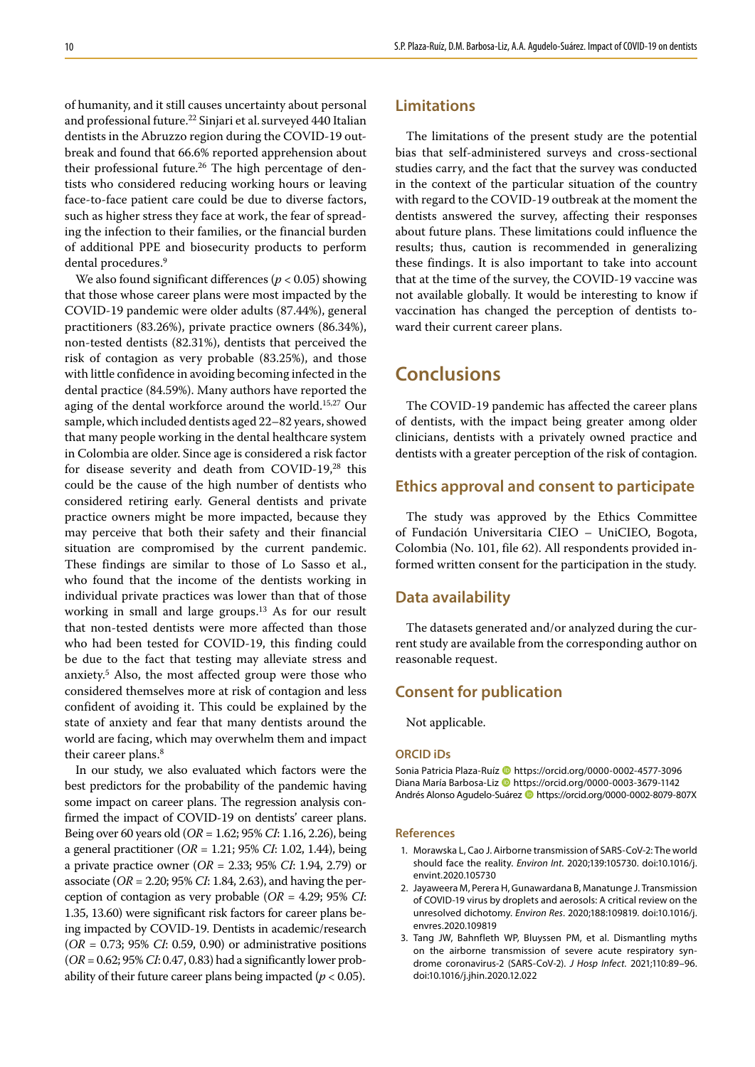of humanity, and it still causes uncertainty about personal and professional future.[22] Sinjari et al. surveyed 440 Italian dentists in the Abruzzo region during the COVID-19 outbreak and found that 66.6% reported apprehension about their professional future.[26] The high percentage of dentists who considered reducing working hours or leaving face-to-face patient care could be due to diverse factors, such as higher stress they face at work, the fear of spreading the infection to their families, or the financial burden of additional PPE and biosecurity products to perform dental procedures.[9]

We also found significant differences ($p < 0.05$) showing that those whose career plans were most impacted by the COVID-19 pandemic were older adults (87.44%), general practitioners (83.26%), private practice owners (86.34%), non-tested dentists (82.31%), dentists that perceived the risk of contagion as very probable (83.25%), and those with little confidence in avoiding becoming infected in the dental practice (84.59%). Many authors have reported the aging of the dental workforce around the world.[15,27] Our sample, which included dentists aged 22–82 years, showed that many people working in the dental healthcare system in Colombia are older. Since age is considered a risk factor for disease severity and death from COVID-19,[28] this could be the cause of the high number of dentists who considered retiring early. General dentists and private practice owners might be more impacted, because they may perceive that both their safety and their financial situation are compromised by the current pandemic. These findings are similar to those of Lo Sasso et al., who found that the income of the dentists working in individual private practices was lower than that of those working in small and large groups.[13] As for our result that non-tested dentists were more affected than those who had been tested for COVID-19, this finding could be due to the fact that testing may alleviate stress and anxiety.[5] Also, the most affected group were those who considered themselves more at risk of contagion and less confident of avoiding it. This could be explained by the state of anxiety and fear that many dentists around the world are facing, which may overwhelm them and impact their career plans.[8]

In our study, we also evaluated which factors were the best predictors for the probability of the pandemic having some impact on career plans. The regression analysis confirmed the impact of COVID-19 on dentists' career plans. Being over 60 years old (*OR* = 1.62; 95% *CI*: 1.16, 2.26), being a general practitioner (*OR* = 1.21; 95% *CI*: 1.02, 1.44), being a private practice owner (*OR* = 2.33; 95% *CI*: 1.94, 2.79) or associate (*OR* = 2.20; 95% *CI*: 1.84, 2.63), and having the perception of contagion as very probable (*OR* = 4.29; 95% *CI*: 1.35, 13.60) were significant risk factors for career plans being impacted by COVID-19. Dentists in academic/research (*OR* = 0.73; 95% *CI*: 0.59, 0.90) or administrative positions (*OR* = 0.62; 95% *CI*: 0.47, 0.83) had a significantly lower probability of their future career plans being impacted ($p < 0.05$).

## Limitations

The limitations of the present study are the potential bias that self-administered surveys and cross-sectional studies carry, and the fact that the survey was conducted in the context of the particular situation of the country with regard to the COVID-19 outbreak at the moment the dentists answered the survey, affecting their responses about future plans. These limitations could influence the results; thus, caution is recommended in generalizing these findings. It is also important to take into account that at the time of the survey, the COVID-19 vaccine was not available globally. It would be interesting to know if vaccination has changed the perception of dentists toward their current career plans.

# Conclusions

The COVID-19 pandemic has affected the career plans of dentists, with the impact being greater among older clinicians, dentists with a privately owned practice and dentists with a greater perception of the risk of contagion.

## Ethics approval and consent to participate

The study was approved by the Ethics Committee of Fundación Universitaria CIEO – UniCIEO, Bogota, Colombia (No. 101, file 62). All respondents provided informed written consent for the participation in the study.

## Data availability

The datasets generated and/or analyzed during the current study are available from the corresponding author on reasonable request.

## Consent for publication

Not applicable.

### ORCID iDs

Sonia Patricia Plaza-Ruíz https://orcid.org/0000-0002-4577-3096
Diana María Barbosa-Liz https://orcid.org/0000-0003-3679-1142
Andrés Alonso Agudelo-Suárez https://orcid.org/0000-0002-8079-807X

### References

1. Morawska L, Cao J. Airborne transmission of SARS-CoV-2: The world should face the reality. *Environ Int.* 2020;139:105730. doi:10.1016/j.envint.2020.105730
2. Jayaweera M, Perera H, Gunawardana B, Manatunge J. Transmission of COVID-19 virus by droplets and aerosols: A critical review on the unresolved dichotomy. *Environ Res*. 2020;188:109819. doi:10.1016/j.envres.2020.109819
3. Tang JW, Bahnfleth WP, Bluyssen PM, et al. Dismantling myths on the airborne transmission of severe acute respiratory syndrome coronavirus-2 (SARS-CoV-2). *J Hosp Infect.* 2021;110:89–96. doi:10.1016/j.jhin.2020.12.022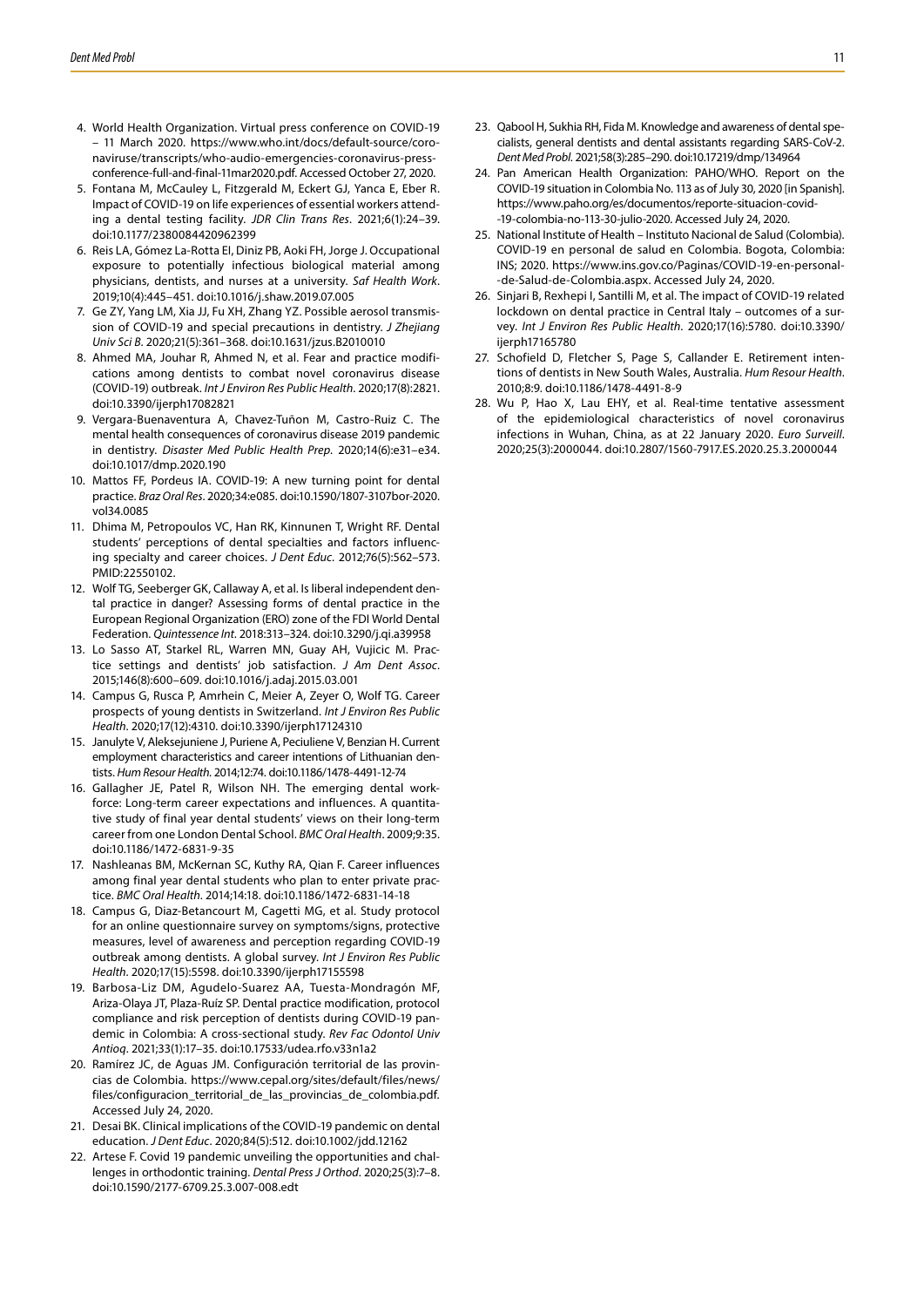4. World Health Organization. Virtual press conference on COVID-19 – 11 March 2020. https://www.who.int/docs/default-source/coronaviruse/transcripts/who-audio-emergencies-coronavirus-press-conference-full-and-final-11mar2020.pdf. Accessed October 27, 2020.
5. Fontana M, McCauley L, Fitzgerald M, Eckert GJ, Yanca E, Eber R. Impact of COVID-19 on life experiences of essential workers attending a dental testing facility. *JDR Clin Trans Res*. 2021;6(1):24–39. doi:10.1177/2380084420962399
6. Reis LA, Gómez La-Rotta EI, Diniz PB, Aoki FH, Jorge J. Occupational exposure to potentially infectious biological material among physicians, dentists, and nurses at a university. *Saf Health Work*. 2019;10(4):445–451. doi:10.1016/j.shaw.2019.07.005
7. Ge ZY, Yang LM, Xia JJ, Fu XH, Zhang YZ. Possible aerosol transmission of COVID-19 and special precautions in dentistry. *J Zhejiang Univ Sci B*. 2020;21(5):361–368. doi:10.1631/jzus.B2010010
8. Ahmed MA, Jouhar R, Ahmed N, et al. Fear and practice modifications among dentists to combat novel coronavirus disease (COVID-19) outbreak. *Int J Environ Res Public Health*. 2020;17(8):2821. doi:10.3390/ijerph17082821
9. Vergara-Buenaventura A, Chavez-Tuñon M, Castro-Ruiz C. The mental health consequences of coronavirus disease 2019 pandemic in dentistry. *Disaster Med Public Health Prep*. 2020;14(6):e31–e34. doi:10.1017/dmp.2020.190
10. Mattos FF, Pordeus IA. COVID-19: A new turning point for dental practice. *Braz Oral Res*. 2020;34:e085. doi:10.1590/1807-3107bor-2020.vol34.0085
11. Dhima M, Petropoulos VC, Han RK, Kinnunen T, Wright RF. Dental students' perceptions of dental specialties and factors influencing specialty and career choices. *J Dent Educ*. 2012;76(5):562–573. PMID:22550102.
12. Wolf TG, Seeberger GK, Callaway A, et al. Is liberal independent dental practice in danger? Assessing forms of dental practice in the European Regional Organization (ERO) zone of the FDI World Dental Federation. *Quintessence Int*. 2018:313–324. doi:10.3290/j.qi.a39958
13. Lo Sasso AT, Starkel RL, Warren MN, Guay AH, Vujicic M. Practice settings and dentists' job satisfaction. *J Am Dent Assoc*. 2015;146(8):600–609. doi:10.1016/j.adaj.2015.03.001
14. Campus G, Rusca P, Amrhein C, Meier A, Zeyer O, Wolf TG. Career prospects of young dentists in Switzerland. *Int J Environ Res Public Health*. 2020;17(12):4310. doi:10.3390/ijerph17124310
15. Janulyte V, Aleksejuniene J, Puriene A, Peciuliene V, Benzian H. Current employment characteristics and career intentions of Lithuanian dentists. *Hum Resour Health*. 2014;12:74. doi:10.1186/1478-4491-12-74
16. Gallagher JE, Patel R, Wilson NH. The emerging dental workforce: Long-term career expectations and influences. A quantitative study of final year dental students' views on their long-term career from one London Dental School. *BMC Oral Health*. 2009;9:35. doi:10.1186/1472-6831-9-35
17. Nashleanas BM, McKernan SC, Kuthy RA, Qian F. Career influences among final year dental students who plan to enter private practice. *BMC Oral Health*. 2014;14:18. doi:10.1186/1472-6831-14-18
18. Campus G, Diaz-Betancourt M, Cagetti MG, et al. Study protocol for an online questionnaire survey on symptoms/signs, protective measures, level of awareness and perception regarding COVID-19 outbreak among dentists. A global survey. *Int J Environ Res Public Health*. 2020;17(15):5598. doi:10.3390/ijerph17155598
19. Barbosa-Liz DM, Agudelo-Suarez AA, Tuesta-Mondragón MF, Ariza-Olaya JT, Plaza-Ruíz SP. Dental practice modification, protocol compliance and risk perception of dentists during COVID-19 pandemic in Colombia: A cross-sectional study. *Rev Fac Odontol Univ Antioq*. 2021;33(1):17–35. doi:10.17533/udea.rfo.v33n1a2
20. Ramírez JC, de Aguas JM. Configuración territorial de las provincias de Colombia. https://www.cepal.org/sites/default/files/news/files/configuracion_territorial_de_las_provincias_de_colombia.pdf. Accessed July 24, 2020.
21. Desai BK. Clinical implications of the COVID-19 pandemic on dental education. *J Dent Educ*. 2020;84(5):512. doi:10.1002/jdd.12162
22. Artese F. Covid 19 pandemic unveiling the opportunities and challenges in orthodontic training. *Dental Press J Orthod*. 2020;25(3):7–8. doi:10.1590/2177-6709.25.3.007-008.edt
23. Qabool H, Sukhia RH, Fida M. Knowledge and awareness of dental specialists, general dentists and dental assistants regarding SARS-CoV-2. *Dent Med Probl*. 2021;58(3):285–290. doi:10.17219/dmp/134964
24. Pan American Health Organization: PAHO/WHO. Report on the COVID-19 situation in Colombia No. 113 as of July 30, 2020 [in Spanish]. https://www.paho.org/es/documentos/reporte-situacion-covid-19-colombia-no-113-30-julio-2020. Accessed July 24, 2020.
25. National Institute of Health – Instituto Nacional de Salud (Colombia). COVID-19 en personal de salud en Colombia. Bogota, Colombia: INS; 2020. https://www.ins.gov.co/Paginas/COVID-19-en-personal-de-Salud-de-Colombia.aspx. Accessed July 24, 2020.
26. Sinjari B, Rexhepi I, Santilli M, et al. The impact of COVID-19 related lockdown on dental practice in Central Italy – outcomes of a survey. *Int J Environ Res Public Health*. 2020;17(16):5780. doi:10.3390/ijerph17165780
27. Schofield D, Fletcher S, Page S, Callander E. Retirement intentions of dentists in New South Wales, Australia. *Hum Resour Health*. 2010;8:9. doi:10.1186/1478-4491-8-9
28. Wu P, Hao X, Lau EHY, et al. Real-time tentative assessment of the epidemiological characteristics of novel coronavirus infections in Wuhan, China, as at 22 January 2020. *Euro Surveill*. 2020;25(3):2000044. doi:10.2807/1560-7917.ES.2020.25.3.2000044